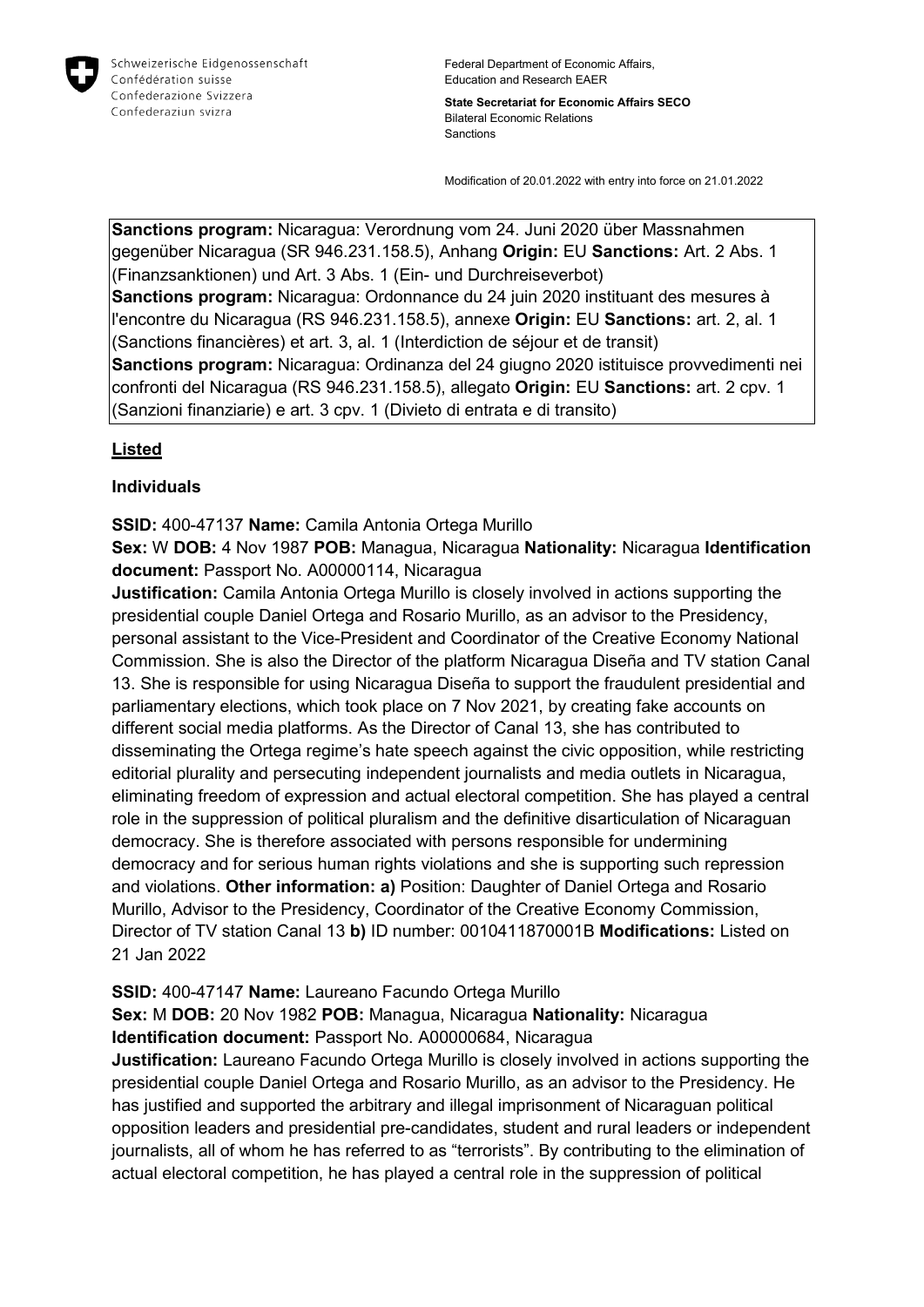Schweizerische Eidgenossenschaft
Confédération suisse
Confederazione Svizzera
Confederaziun svizra

Federal Department of Economic Affairs,
Education and Research EAER

**State Secretariat for Economic Affairs SECO**
Bilateral Economic Relations
Sanctions

Modification of 20.01.2022 with entry into force on 21.01.2022

**Sanctions program:** Nicaragua: Verordnung vom 24. Juni 2020 über Massnahmen gegenüber Nicaragua (SR 946.231.158.5), Anhang **Origin:** EU **Sanctions:** Art. 2 Abs. 1 (Finanzsanktionen) und Art. 3 Abs. 1 (Ein- und Durchreiseverbot)
**Sanctions program:** Nicaragua: Ordonnance du 24 juin 2020 instituant des mesures à l'encontre du Nicaragua (RS 946.231.158.5), annexe **Origin:** EU **Sanctions:** art. 2, al. 1 (Sanctions financières) et art. 3, al. 1 (Interdiction de séjour et de transit)
**Sanctions program:** Nicaragua: Ordinanza del 24 giugno 2020 istituisce provvedimenti nei confronti del Nicaragua (RS 946.231.158.5), allegato **Origin:** EU **Sanctions:** art. 2 cpv. 1 (Sanzioni finanziarie) e art. 3 cpv. 1 (Divieto di entrata e di transito)

## Listed

### Individuals

**SSID:** 400-47137 **Name:** Camila Antonia Ortega Murillo
**Sex:** W **DOB:** 4 Nov 1987 **POB:** Managua, Nicaragua **Nationality:** Nicaragua **Identification document:** Passport No. A00000114, Nicaragua
**Justification:** Camila Antonia Ortega Murillo is closely involved in actions supporting the presidential couple Daniel Ortega and Rosario Murillo, as an advisor to the Presidency, personal assistant to the Vice-President and Coordinator of the Creative Economy National Commission. She is also the Director of the platform Nicaragua Diseña and TV station Canal 13. She is responsible for using Nicaragua Diseña to support the fraudulent presidential and parliamentary elections, which took place on 7 Nov 2021, by creating fake accounts on different social media platforms. As the Director of Canal 13, she has contributed to disseminating the Ortega regime's hate speech against the civic opposition, while restricting editorial plurality and persecuting independent journalists and media outlets in Nicaragua, eliminating freedom of expression and actual electoral competition. She has played a central role in the suppression of political pluralism and the definitive disarticulation of Nicaraguan democracy. She is therefore associated with persons responsible for undermining democracy and for serious human rights violations and she is supporting such repression and violations. **Other information: a)** Position: Daughter of Daniel Ortega and Rosario Murillo, Advisor to the Presidency, Coordinator of the Creative Economy Commission, Director of TV station Canal 13 **b)** ID number: 0010411870001B **Modifications:** Listed on 21 Jan 2022

**SSID:** 400-47147 **Name:** Laureano Facundo Ortega Murillo
**Sex:** M **DOB:** 20 Nov 1982 **POB:** Managua, Nicaragua **Nationality:** Nicaragua **Identification document:** Passport No. A00000684, Nicaragua
**Justification:** Laureano Facundo Ortega Murillo is closely involved in actions supporting the presidential couple Daniel Ortega and Rosario Murillo, as an advisor to the Presidency. He has justified and supported the arbitrary and illegal imprisonment of Nicaraguan political opposition leaders and presidential pre-candidates, student and rural leaders or independent journalists, all of whom he has referred to as "terrorists". By contributing to the elimination of actual electoral competition, he has played a central role in the suppression of political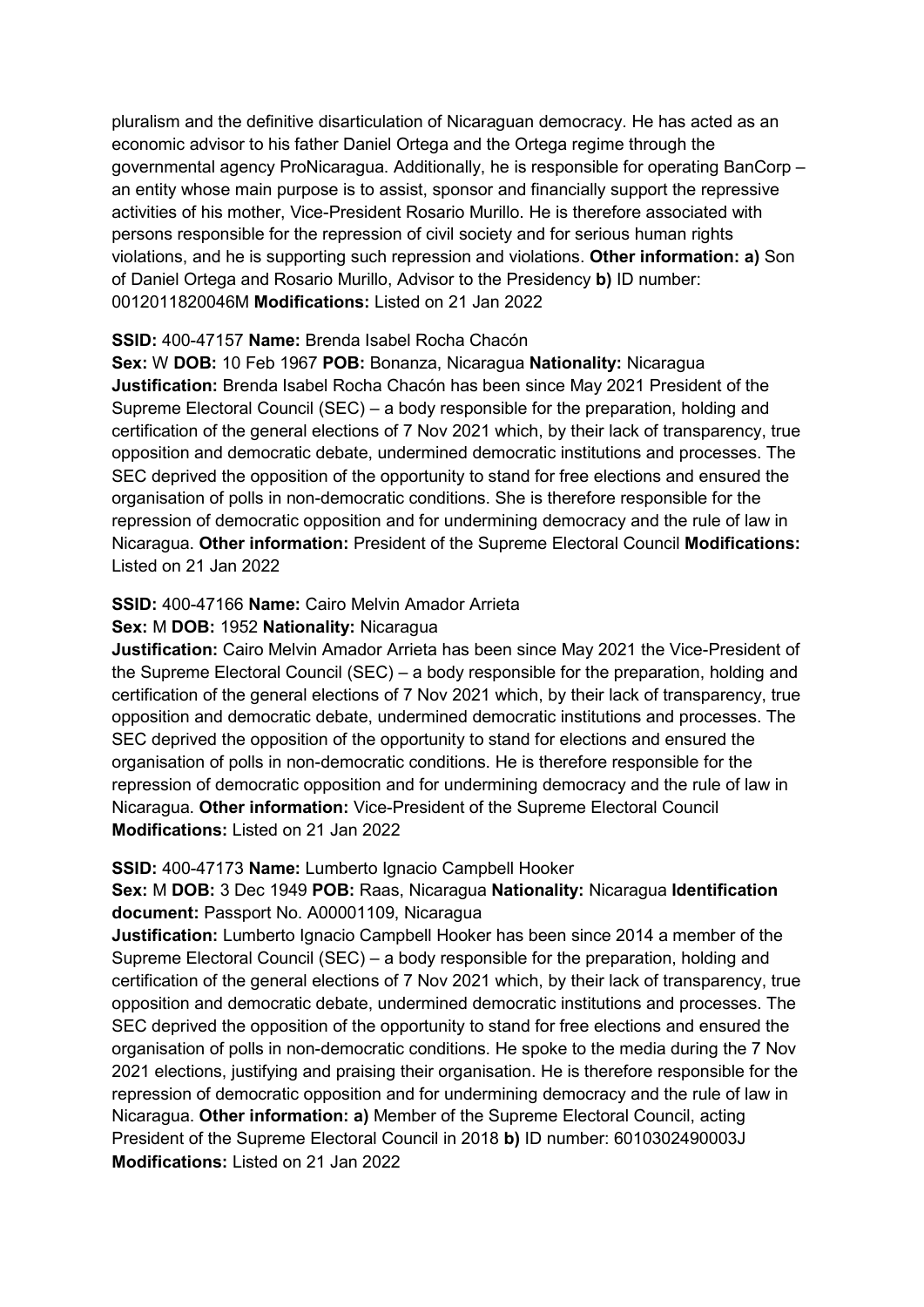pluralism and the definitive disarticulation of Nicaraguan democracy. He has acted as an economic advisor to his father Daniel Ortega and the Ortega regime through the governmental agency ProNicaragua. Additionally, he is responsible for operating BanCorp – an entity whose main purpose is to assist, sponsor and financially support the repressive activities of his mother, Vice-President Rosario Murillo. He is therefore associated with persons responsible for the repression of civil society and for serious human rights violations, and he is supporting such repression and violations. **Other information: a)** Son of Daniel Ortega and Rosario Murillo, Advisor to the Presidency **b)** ID number: 0012011820046M **Modifications:** Listed on 21 Jan 2022

**SSID:** 400-47157 **Name:** Brenda Isabel Rocha Chacón
**Sex:** W **DOB:** 10 Feb 1967 **POB:** Bonanza, Nicaragua **Nationality:** Nicaragua
**Justification:** Brenda Isabel Rocha Chacón has been since May 2021 President of the Supreme Electoral Council (SEC) – a body responsible for the preparation, holding and certification of the general elections of 7 Nov 2021 which, by their lack of transparency, true opposition and democratic debate, undermined democratic institutions and processes. The SEC deprived the opposition of the opportunity to stand for free elections and ensured the organisation of polls in non-democratic conditions. She is therefore responsible for the repression of democratic opposition and for undermining democracy and the rule of law in Nicaragua. **Other information:** President of the Supreme Electoral Council **Modifications:** Listed on 21 Jan 2022

**SSID:** 400-47166 **Name:** Cairo Melvin Amador Arrieta
**Sex:** M **DOB:** 1952 **Nationality:** Nicaragua
**Justification:** Cairo Melvin Amador Arrieta has been since May 2021 the Vice-President of the Supreme Electoral Council (SEC) – a body responsible for the preparation, holding and certification of the general elections of 7 Nov 2021 which, by their lack of transparency, true opposition and democratic debate, undermined democratic institutions and processes. The SEC deprived the opposition of the opportunity to stand for elections and ensured the organisation of polls in non-democratic conditions. He is therefore responsible for the repression of democratic opposition and for undermining democracy and the rule of law in Nicaragua. **Other information:** Vice-President of the Supreme Electoral Council **Modifications:** Listed on 21 Jan 2022

**SSID:** 400-47173 **Name:** Lumberto Ignacio Campbell Hooker
**Sex:** M **DOB:** 3 Dec 1949 **POB:** Raas, Nicaragua **Nationality:** Nicaragua **Identification document:** Passport No. A00001109, Nicaragua
**Justification:** Lumberto Ignacio Campbell Hooker has been since 2014 a member of the Supreme Electoral Council (SEC) – a body responsible for the preparation, holding and certification of the general elections of 7 Nov 2021 which, by their lack of transparency, true opposition and democratic debate, undermined democratic institutions and processes. The SEC deprived the opposition of the opportunity to stand for free elections and ensured the organisation of polls in non-democratic conditions. He spoke to the media during the 7 Nov 2021 elections, justifying and praising their organisation. He is therefore responsible for the repression of democratic opposition and for undermining democracy and the rule of law in Nicaragua. **Other information: a)** Member of the Supreme Electoral Council, acting President of the Supreme Electoral Council in 2018 **b)** ID number: 6010302490003J **Modifications:** Listed on 21 Jan 2022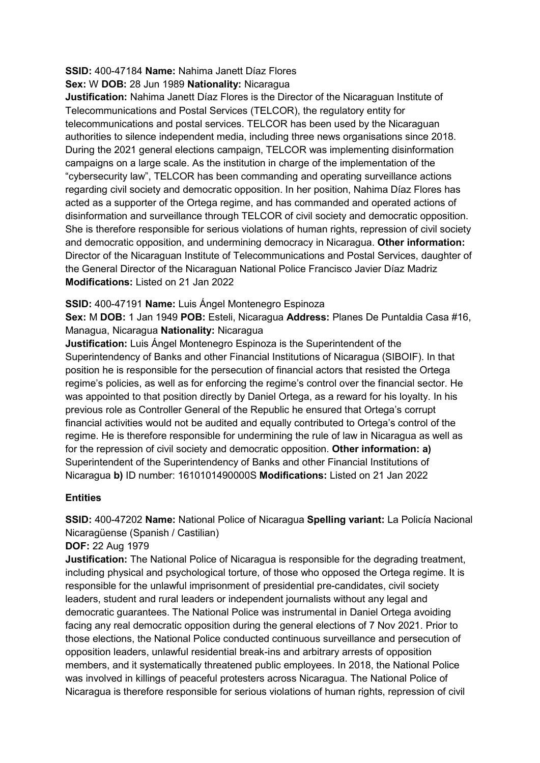**SSID:** 400-47184 **Name:** Nahima Janett Díaz Flores
**Sex:** W **DOB:** 28 Jun 1989 **Nationality:** Nicaragua
**Justification:** Nahima Janett Díaz Flores is the Director of the Nicaraguan Institute of Telecommunications and Postal Services (TELCOR), the regulatory entity for telecommunications and postal services. TELCOR has been used by the Nicaraguan authorities to silence independent media, including three news organisations since 2018. During the 2021 general elections campaign, TELCOR was implementing disinformation campaigns on a large scale. As the institution in charge of the implementation of the "cybersecurity law", TELCOR has been commanding and operating surveillance actions regarding civil society and democratic opposition. In her position, Nahima Díaz Flores has acted as a supporter of the Ortega regime, and has commanded and operated actions of disinformation and surveillance through TELCOR of civil society and democratic opposition. She is therefore responsible for serious violations of human rights, repression of civil society and democratic opposition, and undermining democracy in Nicaragua. **Other information:** Director of the Nicaraguan Institute of Telecommunications and Postal Services, daughter of the General Director of the Nicaraguan National Police Francisco Javier Díaz Madriz **Modifications:** Listed on 21 Jan 2022

**SSID:** 400-47191 **Name:** Luis Ángel Montenegro Espinoza
**Sex:** M **DOB:** 1 Jan 1949 **POB:** Esteli, Nicaragua **Address:** Planes De Puntaldia Casa #16, Managua, Nicaragua **Nationality:** Nicaragua
**Justification:** Luis Ángel Montenegro Espinoza is the Superintendent of the Superintendency of Banks and other Financial Institutions of Nicaragua (SIBOIF). In that position he is responsible for the persecution of financial actors that resisted the Ortega regime's policies, as well as for enforcing the regime's control over the financial sector. He was appointed to that position directly by Daniel Ortega, as a reward for his loyalty. In his previous role as Controller General of the Republic he ensured that Ortega's corrupt financial activities would not be audited and equally contributed to Ortega's control of the regime. He is therefore responsible for undermining the rule of law in Nicaragua as well as for the repression of civil society and democratic opposition. **Other information: a)** Superintendent of the Superintendency of Banks and other Financial Institutions of Nicaragua **b)** ID number: 1610101490000S **Modifications:** Listed on 21 Jan 2022

**Entities**

**SSID:** 400-47202 **Name:** National Police of Nicaragua **Spelling variant:** La Policía Nacional Nicaragüense (Spanish / Castilian)
**DOF:** 22 Aug 1979
**Justification:** The National Police of Nicaragua is responsible for the degrading treatment, including physical and psychological torture, of those who opposed the Ortega regime. It is responsible for the unlawful imprisonment of presidential pre-candidates, civil society leaders, student and rural leaders or independent journalists without any legal and democratic guarantees. The National Police was instrumental in Daniel Ortega avoiding facing any real democratic opposition during the general elections of 7 Nov 2021. Prior to those elections, the National Police conducted continuous surveillance and persecution of opposition leaders, unlawful residential break-ins and arbitrary arrests of opposition members, and it systematically threatened public employees. In 2018, the National Police was involved in killings of peaceful protesters across Nicaragua. The National Police of Nicaragua is therefore responsible for serious violations of human rights, repression of civil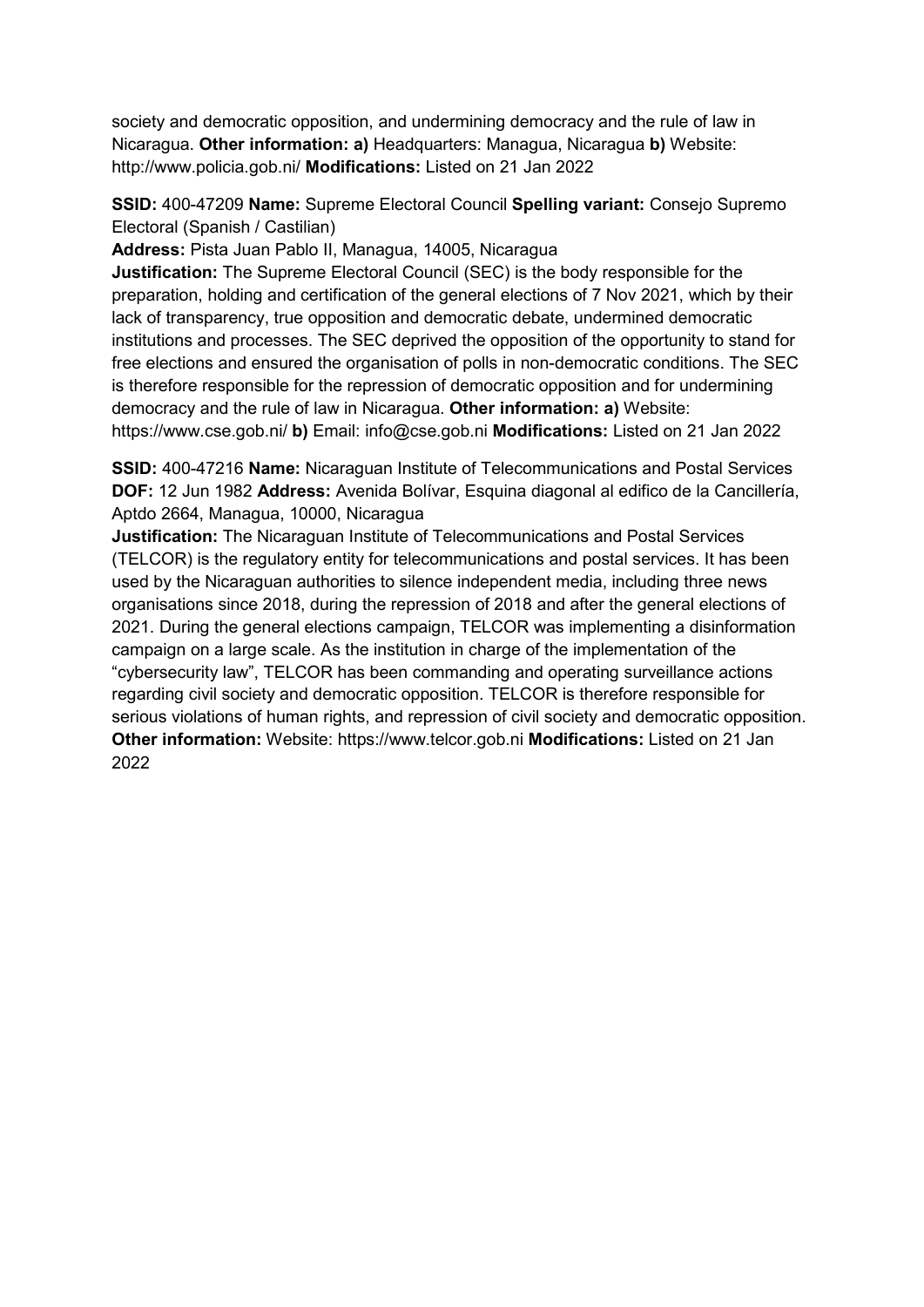society and democratic opposition, and undermining democracy and the rule of law in Nicaragua. **Other information: a)** Headquarters: Managua, Nicaragua **b)** Website: http://www.policia.gob.ni/ **Modifications:** Listed on 21 Jan 2022

**SSID:** 400-47209 **Name:** Supreme Electoral Council **Spelling variant:** Consejo Supremo Electoral (Spanish / Castilian)
**Address:** Pista Juan Pablo II, Managua, 14005, Nicaragua
**Justification:** The Supreme Electoral Council (SEC) is the body responsible for the preparation, holding and certification of the general elections of 7 Nov 2021, which by their lack of transparency, true opposition and democratic debate, undermined democratic institutions and processes. The SEC deprived the opposition of the opportunity to stand for free elections and ensured the organisation of polls in non-democratic conditions. The SEC is therefore responsible for the repression of democratic opposition and for undermining democracy and the rule of law in Nicaragua. **Other information: a)** Website: https://www.cse.gob.ni/ **b)** Email: info@cse.gob.ni **Modifications:** Listed on 21 Jan 2022

**SSID:** 400-47216 **Name:** Nicaraguan Institute of Telecommunications and Postal Services **DOF:** 12 Jun 1982 **Address:** Avenida Bolívar, Esquina diagonal al edifico de la Cancillería, Aptdo 2664, Managua, 10000, Nicaragua
**Justification:** The Nicaraguan Institute of Telecommunications and Postal Services (TELCOR) is the regulatory entity for telecommunications and postal services. It has been used by the Nicaraguan authorities to silence independent media, including three news organisations since 2018, during the repression of 2018 and after the general elections of 2021. During the general elections campaign, TELCOR was implementing a disinformation campaign on a large scale. As the institution in charge of the implementation of the "cybersecurity law", TELCOR has been commanding and operating surveillance actions regarding civil society and democratic opposition. TELCOR is therefore responsible for serious violations of human rights, and repression of civil society and democratic opposition. **Other information:** Website: https://www.telcor.gob.ni **Modifications:** Listed on 21 Jan 2022